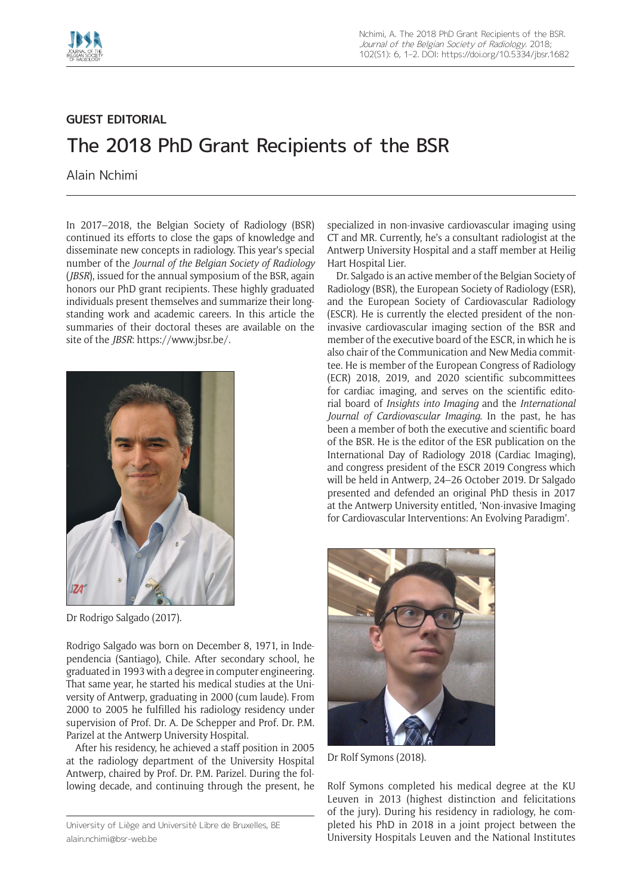GUEST EDITORIAL

# The 2018 PhD Grant Recipients of the BSR

Alain Nchimi

In 2017–2018, the Belgian Society of Radiology (BSR) continued its efforts to close the gaps of knowledge and disseminate new concepts in radiology. This year's special number of the *Journal of the Belgian Society of Radiology* (*JBSR*), issued for the annual symposium of the BSR, again honors our PhD grant recipients. These highly graduated individuals present themselves and summarize their longstanding work and academic careers. In this article the summaries of their doctoral theses are available on the site of the *JBSR*: https://www.jbsr.be/.

Dr Rodrigo Salgado (2017).

Rodrigo Salgado was born on December 8, 1971, in Independencia (Santiago), Chile. After secondary school, he graduated in 1993 with a degree in computer engineering. That same year, he started his medical studies at the University of Antwerp, graduating in 2000 (cum laude). From 2000 to 2005 he fulfilled his radiology residency under supervision of Prof. Dr. A. De Schepper and Prof. Dr. P.M. Parizel at the Antwerp University Hospital.

After his residency, he achieved a staff position in 2005 at the radiology department of the University Hospital Antwerp, chaired by Prof. Dr. P.M. Parizel. During the following decade, and continuing through the present, he specialized in non-invasive cardiovascular imaging using CT and MR. Currently, he's a consultant radiologist at the Antwerp University Hospital and a staff member at Heilig Hart Hospital Lier.

Dr. Salgado is an active member of the Belgian Society of Radiology (BSR), the European Society of Radiology (ESR), and the European Society of Cardiovascular Radiology (ESCR). He is currently the elected president of the non-invasive cardiovascular imaging section of the BSR and member of the executive board of the ESCR, in which he is also chair of the Communication and New Media committee. He is member of the European Congress of Radiology (ECR) 2018, 2019, and 2020 scientific subcommittees for cardiac imaging, and serves on the scientific editorial board of *Insights into Imaging* and the *International Journal of Cardiovascular Imaging*. In the past, he has been a member of both the executive and scientific board of the BSR. He is the editor of the ESR publication on the International Day of Radiology 2018 (Cardiac Imaging), and congress president of the ESCR 2019 Congress which will be held in Antwerp, 24–26 October 2019. Dr Salgado presented and defended an original PhD thesis in 2017 at the Antwerp University entitled, 'Non-invasive Imaging for Cardiovascular Interventions: An Evolving Paradigm'.

Dr Rolf Symons (2018).

Rolf Symons completed his medical degree at the KU Leuven in 2013 (highest distinction and felicitations of the jury). During his residency in radiology, he completed his PhD in 2018 in a joint project between the University Hospitals Leuven and the National Institutes

University of Liège and Université Libre de Bruxelles, BE
alain.nchimi@bsr-web.be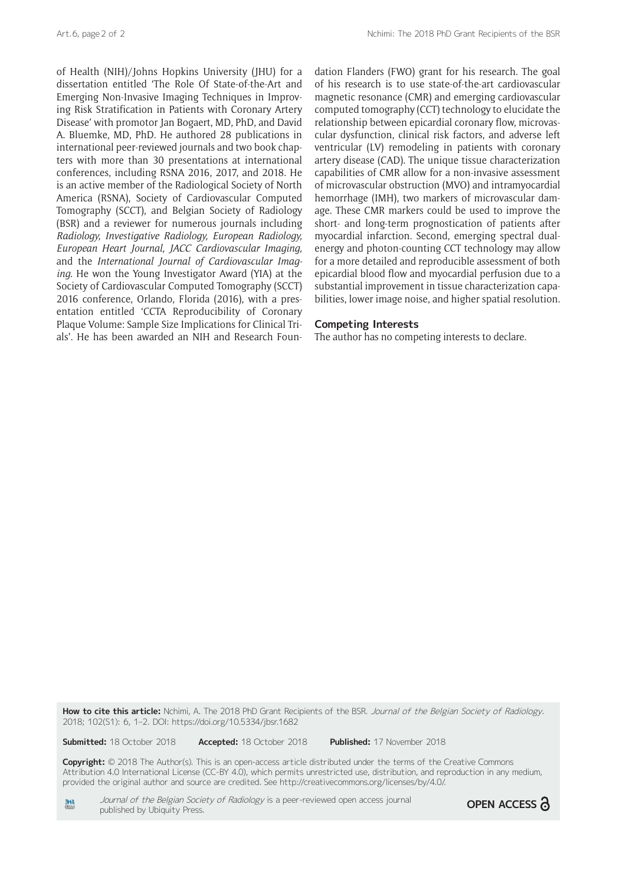of Health (NIH)/Johns Hopkins University (JHU) for a dissertation entitled 'The Role Of State-of-the-Art and Emerging Non-Invasive Imaging Techniques in Improving Risk Stratification in Patients with Coronary Artery Disease' with promotor Jan Bogaert, MD, PhD, and David A. Bluemke, MD, PhD. He authored 28 publications in international peer-reviewed journals and two book chapters with more than 30 presentations at international conferences, including RSNA 2016, 2017, and 2018. He is an active member of the Radiological Society of North America (RSNA), Society of Cardiovascular Computed Tomography (SCCT), and Belgian Society of Radiology (BSR) and a reviewer for numerous journals including *Radiology, Investigative Radiology, European Radiology, European Heart Journal, JACC Cardiovascular Imaging,* and the *International Journal of Cardiovascular Imaging*. He won the Young Investigator Award (YIA) at the Society of Cardiovascular Computed Tomography (SCCT) 2016 conference, Orlando, Florida (2016), with a presentation entitled 'CCTA Reproducibility of Coronary Plaque Volume: Sample Size Implications for Clinical Trials'. He has been awarded an NIH and Research Foundation Flanders (FWO) grant for his research. The goal of his research is to use state-of-the-art cardiovascular magnetic resonance (CMR) and emerging cardiovascular computed tomography (CCT) technology to elucidate the relationship between epicardial coronary flow, microvascular dysfunction, clinical risk factors, and adverse left ventricular (LV) remodeling in patients with coronary artery disease (CAD). The unique tissue characterization capabilities of CMR allow for a non-invasive assessment of microvascular obstruction (MVO) and intramyocardial hemorrhage (IMH), two markers of microvascular damage. These CMR markers could be used to improve the short- and long-term prognostication of patients after myocardial infarction. Second, emerging spectral dual-energy and photon-counting CCT technology may allow for a more detailed and reproducible assessment of both epicardial blood flow and myocardial perfusion due to a substantial improvement in tissue characterization capabilities, lower image noise, and higher spatial resolution.

## Competing Interests

The author has no competing interests to declare.

**How to cite this article:** Nchimi, A. The 2018 PhD Grant Recipients of the BSR. *Journal of the Belgian Society of Radiology*. 2018; 102(S1): 6, 1–2. DOI: https://doi.org/10.5334/jbsr.1682

**Submitted:** 18 October 2018 **Accepted:** 18 October 2018 **Published:** 17 November 2018

**Copyright:** © 2018 The Author(s). This is an open-access article distributed under the terms of the Creative Commons Attribution 4.0 International License (CC-BY 4.0), which permits unrestricted use, distribution, and reproduction in any medium, provided the original author and source are credited. See http://creativecommons.org/licenses/by/4.0/.

*Journal of the Belgian Society of Radiology* is a peer-reviewed open access journal published by Ubiquity Press.

**OPEN ACCESS**